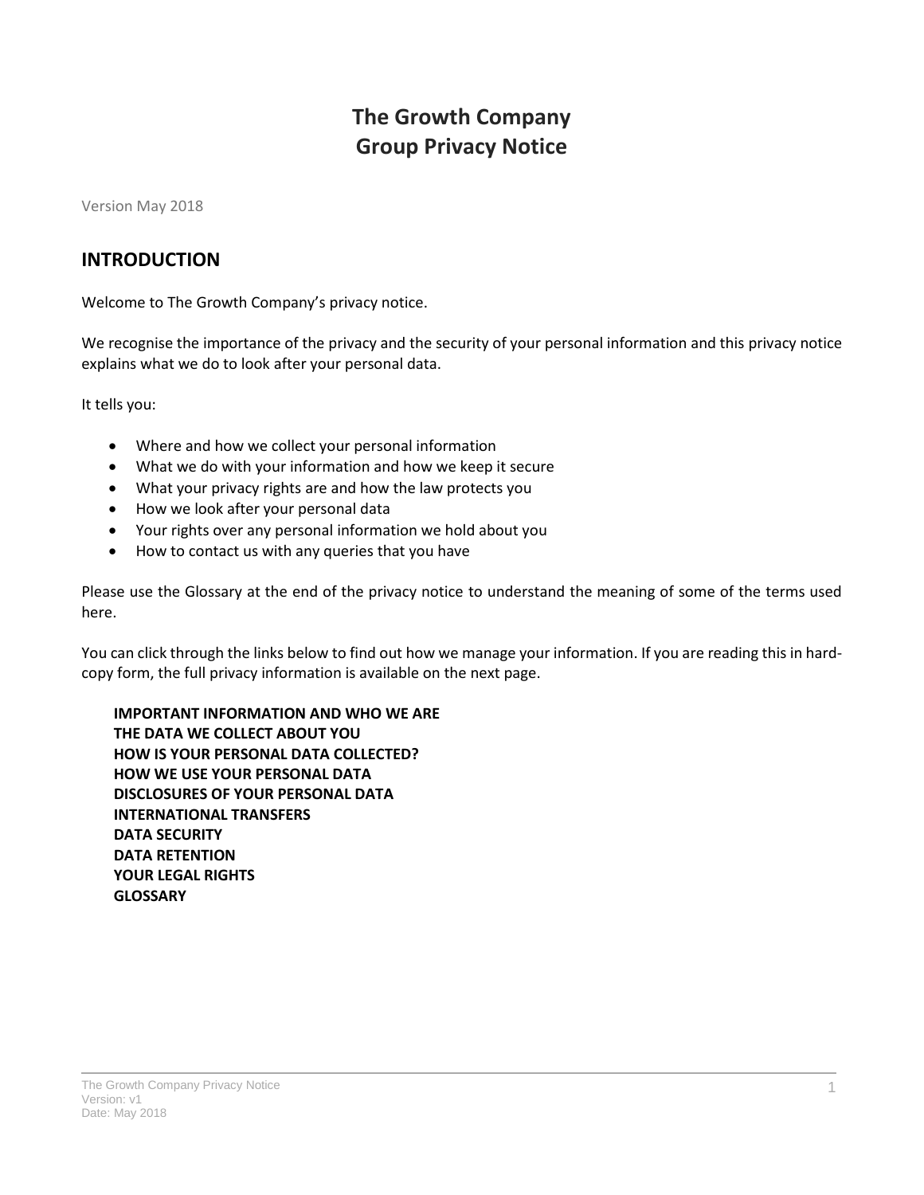# The Growth Company
# Group Privacy Notice

Version May 2018

## INTRODUCTION

Welcome to The Growth Company's privacy notice.

We recognise the importance of the privacy and the security of your personal information and this privacy notice explains what we do to look after your personal data.

It tells you:

- Where and how we collect your personal information
- What we do with your information and how we keep it secure
- What your privacy rights are and how the law protects you
- How we look after your personal data
- Your rights over any personal information we hold about you
- How to contact us with any queries that you have

Please use the Glossary at the end of the privacy notice to understand the meaning of some of the terms used here.

You can click through the links below to find out how we manage your information. If you are reading this in hard-copy form, the full privacy information is available on the next page.

**IMPORTANT INFORMATION AND WHO WE ARE**
**THE DATA WE COLLECT ABOUT YOU**
**HOW IS YOUR PERSONAL DATA COLLECTED?**
**HOW WE USE YOUR PERSONAL DATA**
**DISCLOSURES OF YOUR PERSONAL DATA**
**INTERNATIONAL TRANSFERS**
**DATA SECURITY**
**DATA RETENTION**
**YOUR LEGAL RIGHTS**
**GLOSSARY**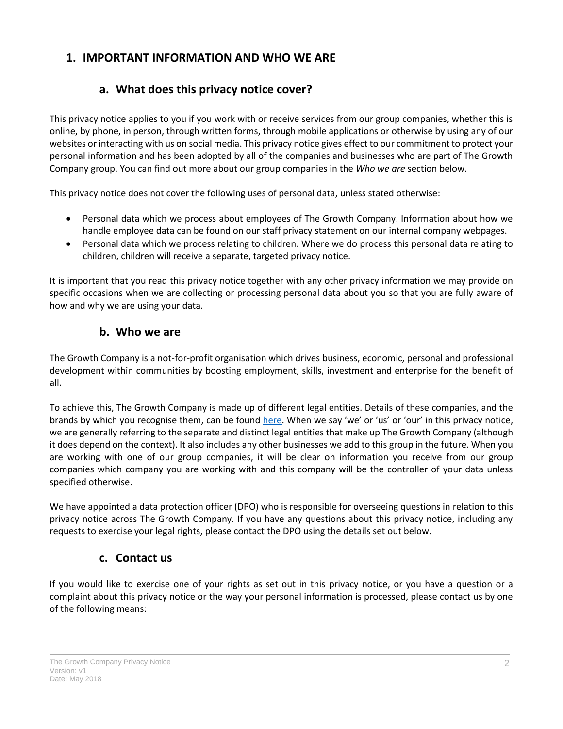## 1. IMPORTANT INFORMATION AND WHO WE ARE

### a. What does this privacy notice cover?

This privacy notice applies to you if you work with or receive services from our group companies, whether this is online, by phone, in person, through written forms, through mobile applications or otherwise by using any of our websites or interacting with us on social media. This privacy notice gives effect to our commitment to protect your personal information and has been adopted by all of the companies and businesses who are part of The Growth Company group. You can find out more about our group companies in the *Who we are* section below.

This privacy notice does not cover the following uses of personal data, unless stated otherwise:

- Personal data which we process about employees of The Growth Company. Information about how we handle employee data can be found on our staff privacy statement on our internal company webpages.
- Personal data which we process relating to children. Where we do process this personal data relating to children, children will receive a separate, targeted privacy notice.

It is important that you read this privacy notice together with any other privacy information we may provide on specific occasions when we are collecting or processing personal data about you so that you are fully aware of how and why we are using your data.

### b. Who we are

The Growth Company is a not-for-profit organisation which drives business, economic, personal and professional development within communities by boosting employment, skills, investment and enterprise for the benefit of all.

To achieve this, The Growth Company is made up of different legal entities. Details of these companies, and the brands by which you recognise them, can be found here. When we say 'we' or 'us' or 'our' in this privacy notice, we are generally referring to the separate and distinct legal entities that make up The Growth Company (although it does depend on the context). It also includes any other businesses we add to this group in the future. When you are working with one of our group companies, it will be clear on information you receive from our group companies which company you are working with and this company will be the controller of your data unless specified otherwise.

We have appointed a data protection officer (DPO) who is responsible for overseeing questions in relation to this privacy notice across The Growth Company. If you have any questions about this privacy notice, including any requests to exercise your legal rights, please contact the DPO using the details set out below.

### c. Contact us

If you would like to exercise one of your rights as set out in this privacy notice, or you have a question or a complaint about this privacy notice or the way your personal information is processed, please contact us by one of the following means: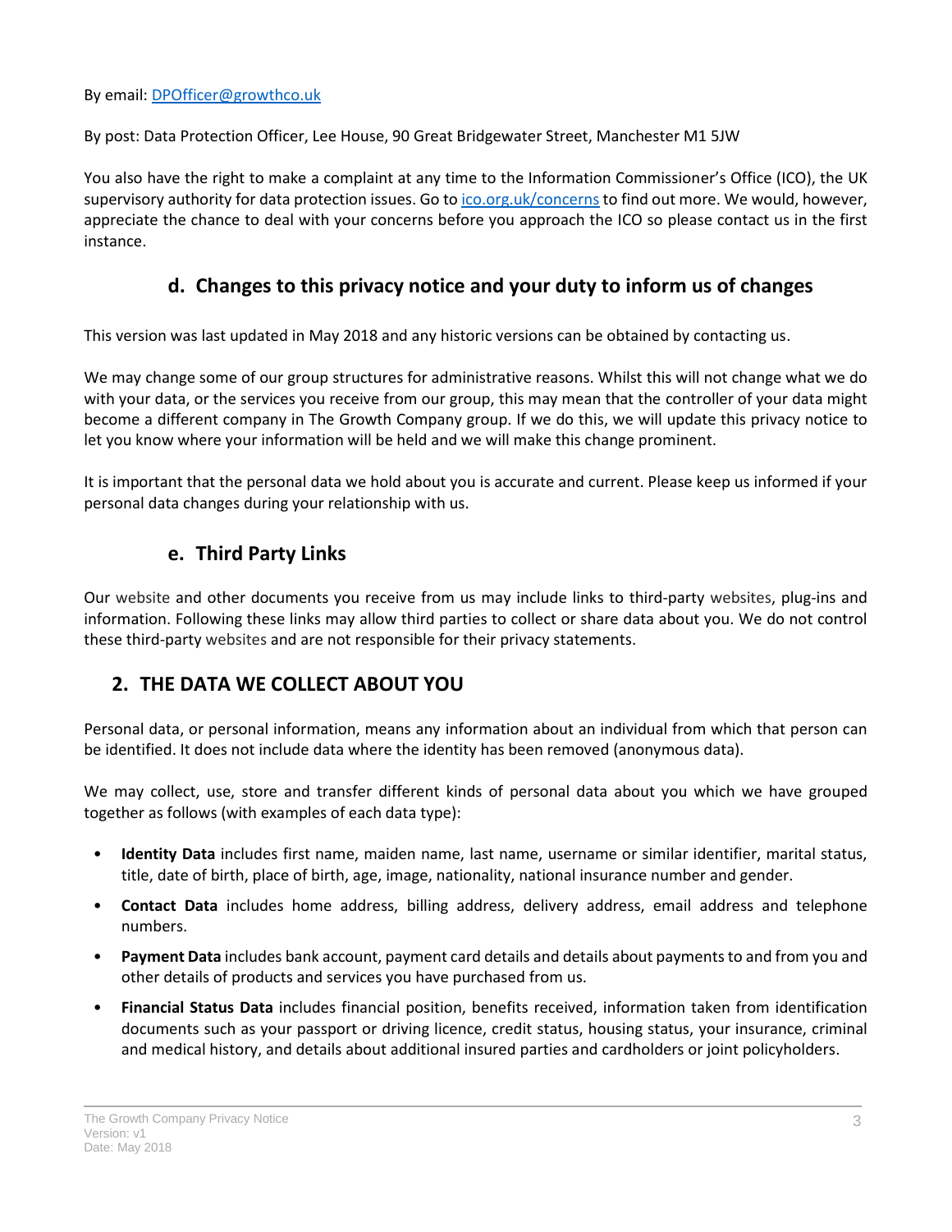By email: [DPOfficer@growthco.uk](mailto:DPOfficer@growthco.uk)

By post: Data Protection Officer, Lee House, 90 Great Bridgewater Street, Manchester M1 5JW

You also have the right to make a complaint at any time to the Information Commissioner's Office (ICO), the UK supervisory authority for data protection issues. Go to [ico.org.uk/concerns](https://ico.org.uk/concerns) to find out more. We would, however, appreciate the chance to deal with your concerns before you approach the ICO so please contact us in the first instance.

### d. Changes to this privacy notice and your duty to inform us of changes

This version was last updated in May 2018 and any historic versions can be obtained by contacting us.

We may change some of our group structures for administrative reasons. Whilst this will not change what we do with your data, or the services you receive from our group, this may mean that the controller of your data might become a different company in The Growth Company group. If we do this, we will update this privacy notice to let you know where your information will be held and we will make this change prominent.

It is important that the personal data we hold about you is accurate and current. Please keep us informed if your personal data changes during your relationship with us.

### e. Third Party Links

Our website and other documents you receive from us may include links to third-party websites, plug-ins and information. Following these links may allow third parties to collect or share data about you. We do not control these third-party websites and are not responsible for their privacy statements.

## 2. THE DATA WE COLLECT ABOUT YOU

Personal data, or personal information, means any information about an individual from which that person can be identified. It does not include data where the identity has been removed (anonymous data).

We may collect, use, store and transfer different kinds of personal data about you which we have grouped together as follows (with examples of each data type):

- **Identity Data** includes first name, maiden name, last name, username or similar identifier, marital status, title, date of birth, place of birth, age, image, nationality, national insurance number and gender.
- **Contact Data** includes home address, billing address, delivery address, email address and telephone numbers.
- **Payment Data** includes bank account, payment card details and details about payments to and from you and other details of products and services you have purchased from us.
- **Financial Status Data** includes financial position, benefits received, information taken from identification documents such as your passport or driving licence, credit status, housing status, your insurance, criminal and medical history, and details about additional insured parties and cardholders or joint policyholders.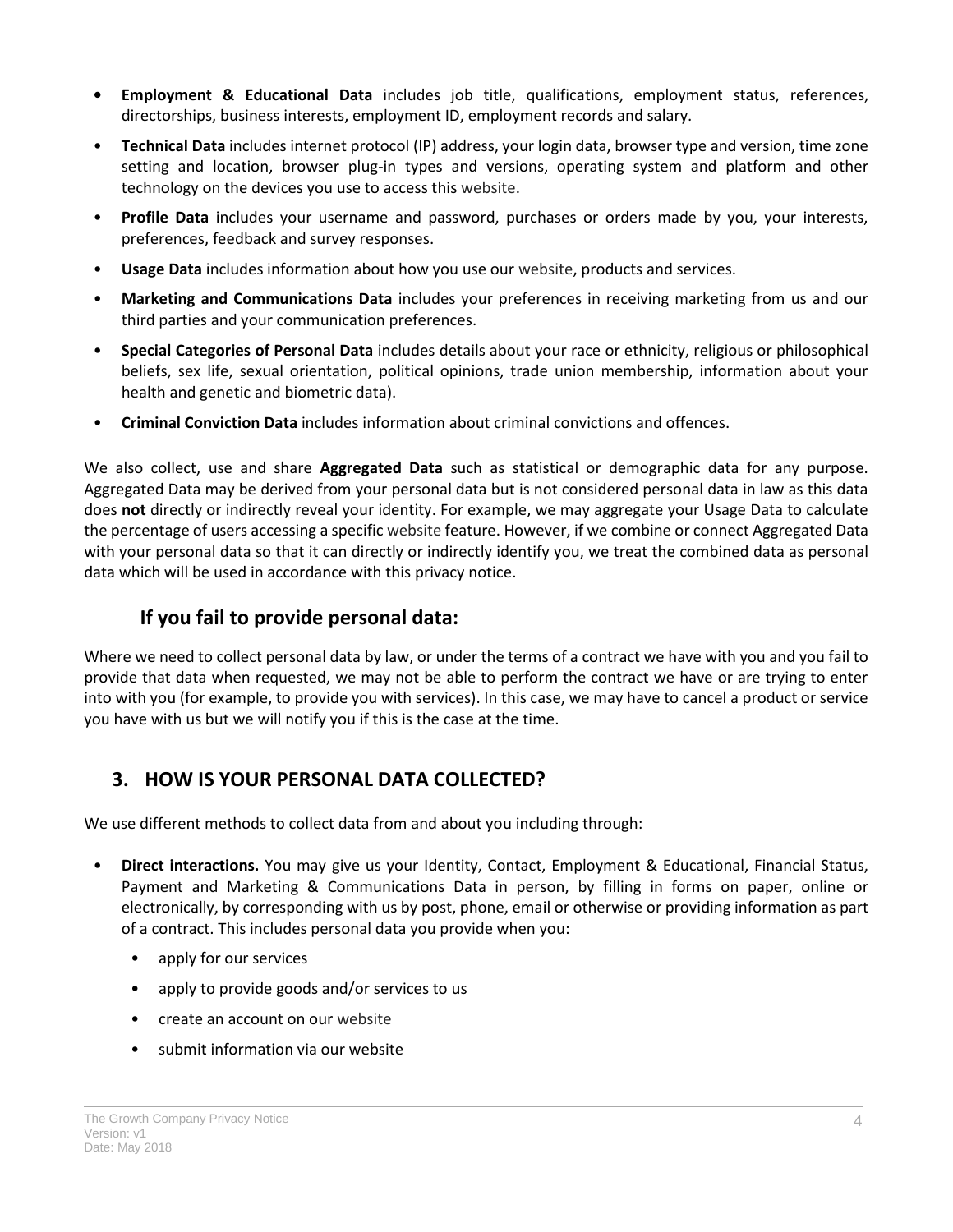- **Employment & Educational Data** includes job title, qualifications, employment status, references, directorships, business interests, employment ID, employment records and salary.
- **Technical Data** includes internet protocol (IP) address, your login data, browser type and version, time zone setting and location, browser plug-in types and versions, operating system and platform and other technology on the devices you use to access this website.
- **Profile Data** includes your username and password, purchases or orders made by you, your interests, preferences, feedback and survey responses.
- **Usage Data** includes information about how you use our website, products and services.
- **Marketing and Communications Data** includes your preferences in receiving marketing from us and our third parties and your communication preferences.
- **Special Categories of Personal Data** includes details about your race or ethnicity, religious or philosophical beliefs, sex life, sexual orientation, political opinions, trade union membership, information about your health and genetic and biometric data).
- **Criminal Conviction Data** includes information about criminal convictions and offences.

We also collect, use and share **Aggregated Data** such as statistical or demographic data for any purpose. Aggregated Data may be derived from your personal data but is not considered personal data in law as this data does **not** directly or indirectly reveal your identity. For example, we may aggregate your Usage Data to calculate the percentage of users accessing a specific website feature. However, if we combine or connect Aggregated Data with your personal data so that it can directly or indirectly identify you, we treat the combined data as personal data which will be used in accordance with this privacy notice.

### If you fail to provide personal data:

Where we need to collect personal data by law, or under the terms of a contract we have with you and you fail to provide that data when requested, we may not be able to perform the contract we have or are trying to enter into with you (for example, to provide you with services). In this case, we may have to cancel a product or service you have with us but we will notify you if this is the case at the time.

## 3. HOW IS YOUR PERSONAL DATA COLLECTED?

We use different methods to collect data from and about you including through:

- **Direct interactions.** You may give us your Identity, Contact, Employment & Educational, Financial Status, Payment and Marketing & Communications Data in person, by filling in forms on paper, online or electronically, by corresponding with us by post, phone, email or otherwise or providing information as part of a contract. This includes personal data you provide when you:
  - apply for our services
  - apply to provide goods and/or services to us
  - create an account on our website
  - submit information via our website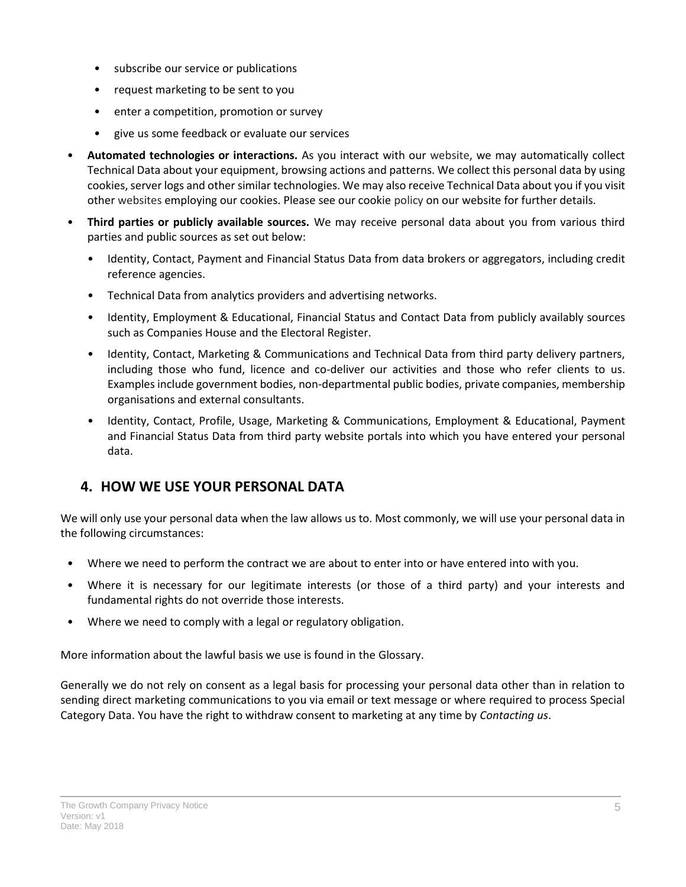- subscribe our service or publications
  - request marketing to be sent to you
  - enter a competition, promotion or survey
  - give us some feedback or evaluate our services
- **Automated technologies or interactions.** As you interact with our website, we may automatically collect Technical Data about your equipment, browsing actions and patterns. We collect this personal data by using cookies, server logs and other similar technologies. We may also receive Technical Data about you if you visit other websites employing our cookies. Please see our cookie policy on our website for further details.
- **Third parties or publicly available sources.** We may receive personal data about you from various third parties and public sources as set out below:
  - Identity, Contact, Payment and Financial Status Data from data brokers or aggregators, including credit reference agencies.
  - Technical Data from analytics providers and advertising networks.
  - Identity, Employment & Educational, Financial Status and Contact Data from publicly availably sources such as Companies House and the Electoral Register.
  - Identity, Contact, Marketing & Communications and Technical Data from third party delivery partners, including those who fund, licence and co-deliver our activities and those who refer clients to us. Examples include government bodies, non-departmental public bodies, private companies, membership organisations and external consultants.
  - Identity, Contact, Profile, Usage, Marketing & Communications, Employment & Educational, Payment and Financial Status Data from third party website portals into which you have entered your personal data.

## 4. HOW WE USE YOUR PERSONAL DATA

We will only use your personal data when the law allows us to. Most commonly, we will use your personal data in the following circumstances:

- Where we need to perform the contract we are about to enter into or have entered into with you.
- Where it is necessary for our legitimate interests (or those of a third party) and your interests and fundamental rights do not override those interests.
- Where we need to comply with a legal or regulatory obligation.

More information about the lawful basis we use is found in the Glossary.

Generally we do not rely on consent as a legal basis for processing your personal data other than in relation to sending direct marketing communications to you via email or text message or where required to process Special Category Data. You have the right to withdraw consent to marketing at any time by *Contacting us*.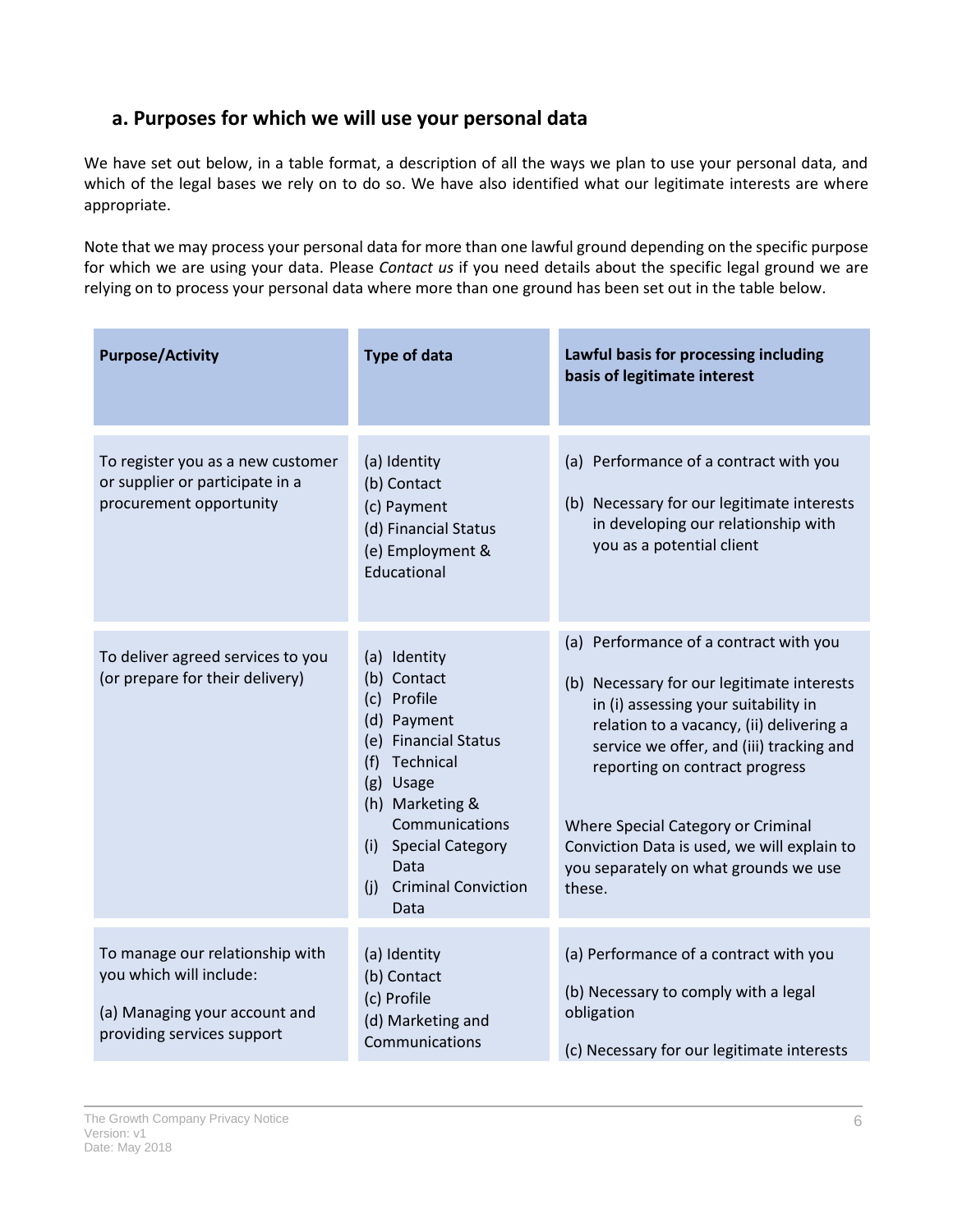## a. Purposes for which we will use your personal data

We have set out below, in a table format, a description of all the ways we plan to use your personal data, and which of the legal bases we rely on to do so. We have also identified what our legitimate interests are where appropriate.

Note that we may process your personal data for more than one lawful ground depending on the specific purpose for which we are using your data. Please *Contact us* if you need details about the specific legal ground we are relying on to process your personal data where more than one ground has been set out in the table below.

| **Purpose/Activity** | **Type of data** | **Lawful basis for processing including basis of legitimate interest** |
|---|---|---|
| To register you as a new customer or supplier or participate in a procurement opportunity | (a) Identity<br>(b) Contact<br>(c) Payment<br>(d) Financial Status<br>(e) Employment & Educational | (a) Performance of a contract with you<br>(b) Necessary for our legitimate interests in developing our relationship with you as a potential client |
| To deliver agreed services to you (or prepare for their delivery) | (a) Identity<br>(b) Contact<br>(c) Profile<br>(d) Payment<br>(e) Financial Status<br>(f) Technical<br>(g) Usage<br>(h) Marketing & Communications<br>(i) Special Category Data<br>(j) Criminal Conviction Data | (a) Performance of a contract with you<br>(b) Necessary for our legitimate interests in (i) assessing your suitability in relation to a vacancy, (ii) delivering a service we offer, and (iii) tracking and reporting on contract progress<br><br>Where Special Category or Criminal Conviction Data is used, we will explain to you separately on what grounds we use these. |
| To manage our relationship with you which will include:<br>(a) Managing your account and providing services support | (a) Identity<br>(b) Contact<br>(c) Profile<br>(d) Marketing and Communications | (a) Performance of a contract with you<br>(b) Necessary to comply with a legal obligation<br>(c) Necessary for our legitimate interests |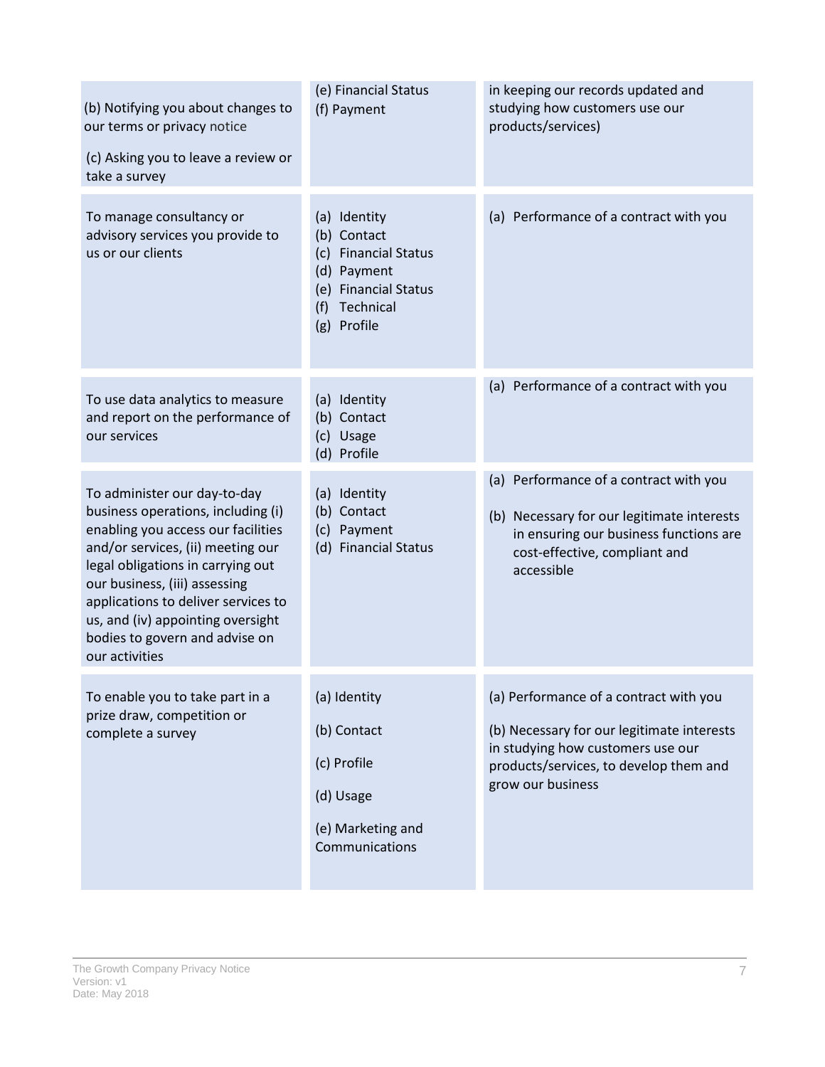| | | |
|---|---|---|
| (b) Notifying you about changes to our terms or privacy notice<br><br>(c) Asking you to leave a review or take a survey | (e) Financial Status<br>(f) Payment | in keeping our records updated and studying how customers use our products/services) |
| To manage consultancy or advisory services you provide to us or our clients | (a) Identity<br>(b) Contact<br>(c) Financial Status<br>(d) Payment<br>(e) Financial Status<br>(f) Technical<br>(g) Profile | (a) Performance of a contract with you |
| To use data analytics to measure and report on the performance of our services | (a) Identity<br>(b) Contact<br>(c) Usage<br>(d) Profile | (a) Performance of a contract with you |
| To administer our day-to-day business operations, including (i) enabling you access our facilities and/or services, (ii) meeting our legal obligations in carrying out our business, (iii) assessing applications to deliver services to us, and (iv) appointing oversight bodies to govern and advise on our activities | (a) Identity<br>(b) Contact<br>(c) Payment<br>(d) Financial Status | (a) Performance of a contract with you<br><br>(b) Necessary for our legitimate interests in ensuring our business functions are cost-effective, compliant and accessible |
| To enable you to take part in a prize draw, competition or complete a survey | (a) Identity<br><br>(b) Contact<br><br>(c) Profile<br><br>(d) Usage<br><br>(e) Marketing and Communications | (a) Performance of a contract with you<br><br>(b) Necessary for our legitimate interests in studying how customers use our products/services, to develop them and grow our business |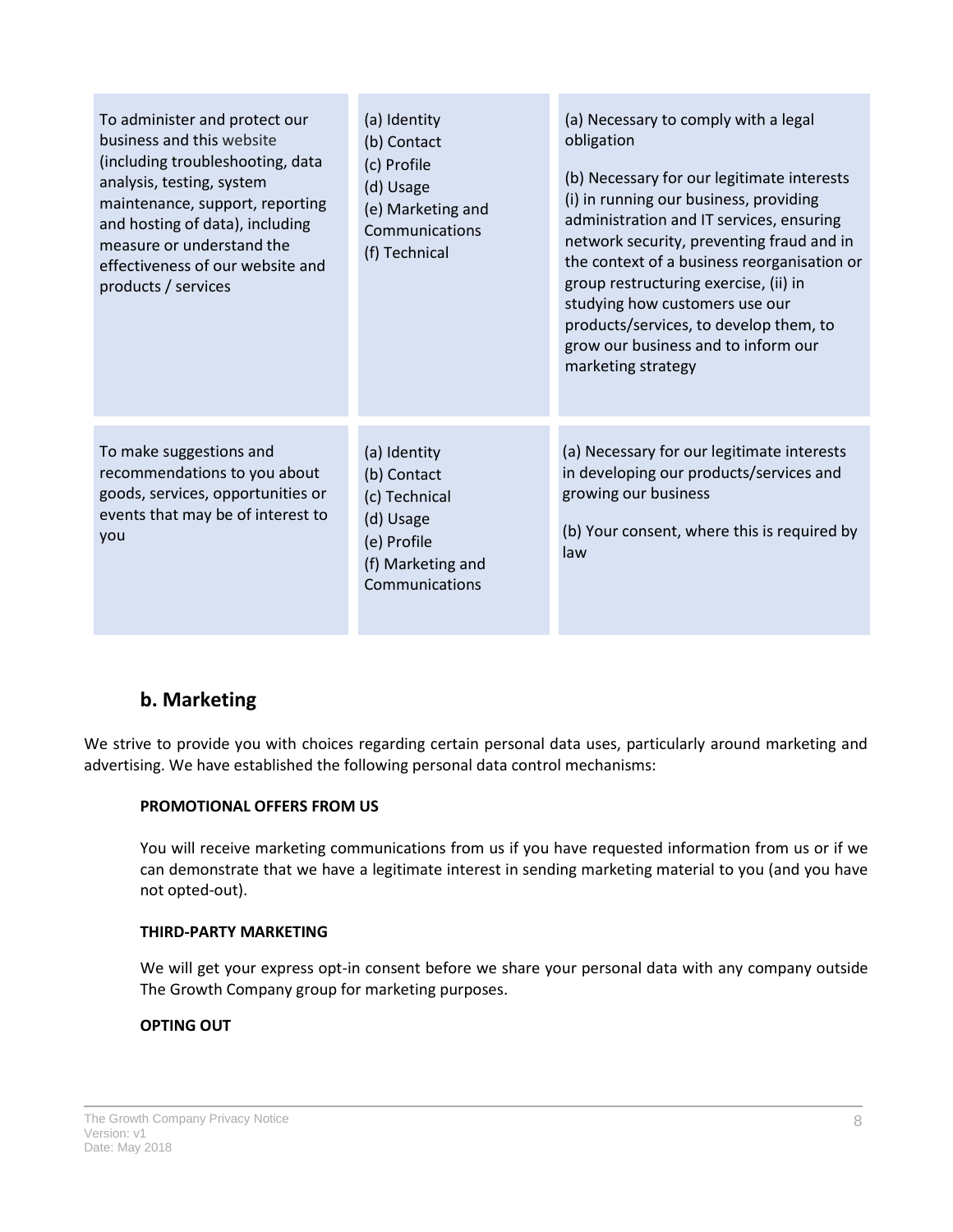| | | |
|---|---|---|
| To administer and protect our business and this website (including troubleshooting, data analysis, testing, system maintenance, support, reporting and hosting of data), including measure or understand the effectiveness of our website and products / services | (a) Identity<br>(b) Contact<br>(c) Profile<br>(d) Usage<br>(e) Marketing and Communications<br>(f) Technical | (a) Necessary to comply with a legal obligation<br><br>(b) Necessary for our legitimate interests (i) in running our business, providing administration and IT services, ensuring network security, preventing fraud and in the context of a business reorganisation or group restructuring exercise, (ii) in studying how customers use our products/services, to develop them, to grow our business and to inform our marketing strategy |
| To make suggestions and recommendations to you about goods, services, opportunities or events that may be of interest to you | (a) Identity<br>(b) Contact<br>(c) Technical<br>(d) Usage<br>(e) Profile<br>(f) Marketing and Communications | (a) Necessary for our legitimate interests in developing our products/services and growing our business<br><br>(b) Your consent, where this is required by law |

## b. Marketing

We strive to provide you with choices regarding certain personal data uses, particularly around marketing and advertising. We have established the following personal data control mechanisms:

**PROMOTIONAL OFFERS FROM US**

You will receive marketing communications from us if you have requested information from us or if we can demonstrate that we have a legitimate interest in sending marketing material to you (and you have not opted-out).

**THIRD-PARTY MARKETING**

We will get your express opt-in consent before we share your personal data with any company outside The Growth Company group for marketing purposes.

**OPTING OUT**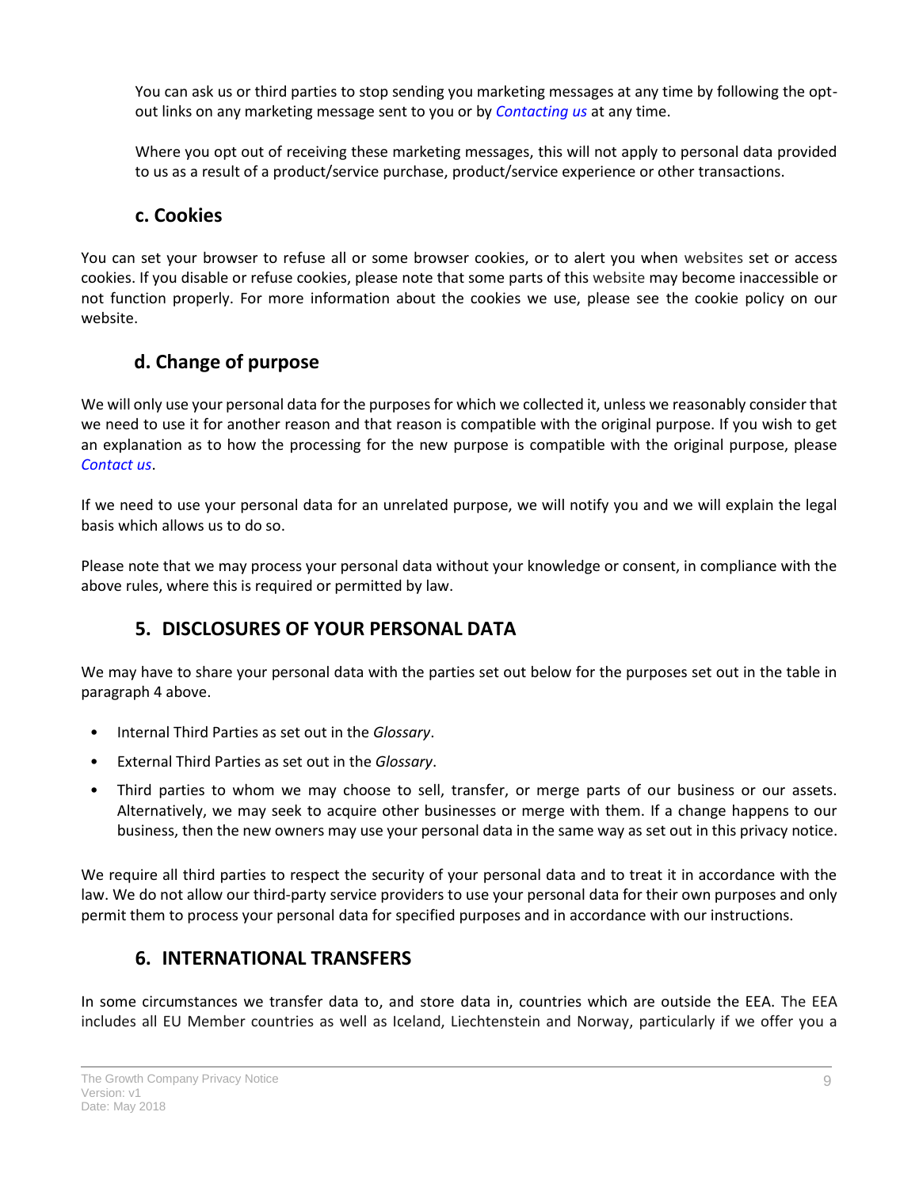You can ask us or third parties to stop sending you marketing messages at any time by following the opt-out links on any marketing message sent to you or by *Contacting us* at any time.

Where you opt out of receiving these marketing messages, this will not apply to personal data provided to us as a result of a product/service purchase, product/service experience or other transactions.

### c. Cookies

You can set your browser to refuse all or some browser cookies, or to alert you when websites set or access cookies. If you disable or refuse cookies, please note that some parts of this website may become inaccessible or not function properly. For more information about the cookies we use, please see the cookie policy on our website.

### d. Change of purpose

We will only use your personal data for the purposes for which we collected it, unless we reasonably consider that we need to use it for another reason and that reason is compatible with the original purpose. If you wish to get an explanation as to how the processing for the new purpose is compatible with the original purpose, please *Contact us*.

If we need to use your personal data for an unrelated purpose, we will notify you and we will explain the legal basis which allows us to do so.

Please note that we may process your personal data without your knowledge or consent, in compliance with the above rules, where this is required or permitted by law.

## 5. DISCLOSURES OF YOUR PERSONAL DATA

We may have to share your personal data with the parties set out below for the purposes set out in the table in paragraph 4 above.

- Internal Third Parties as set out in the *Glossary*.
- External Third Parties as set out in the *Glossary*.
- Third parties to whom we may choose to sell, transfer, or merge parts of our business or our assets. Alternatively, we may seek to acquire other businesses or merge with them. If a change happens to our business, then the new owners may use your personal data in the same way as set out in this privacy notice.

We require all third parties to respect the security of your personal data and to treat it in accordance with the law. We do not allow our third-party service providers to use your personal data for their own purposes and only permit them to process your personal data for specified purposes and in accordance with our instructions.

## 6. INTERNATIONAL TRANSFERS

In some circumstances we transfer data to, and store data in, countries which are outside the EEA. The EEA includes all EU Member countries as well as Iceland, Liechtenstein and Norway, particularly if we offer you a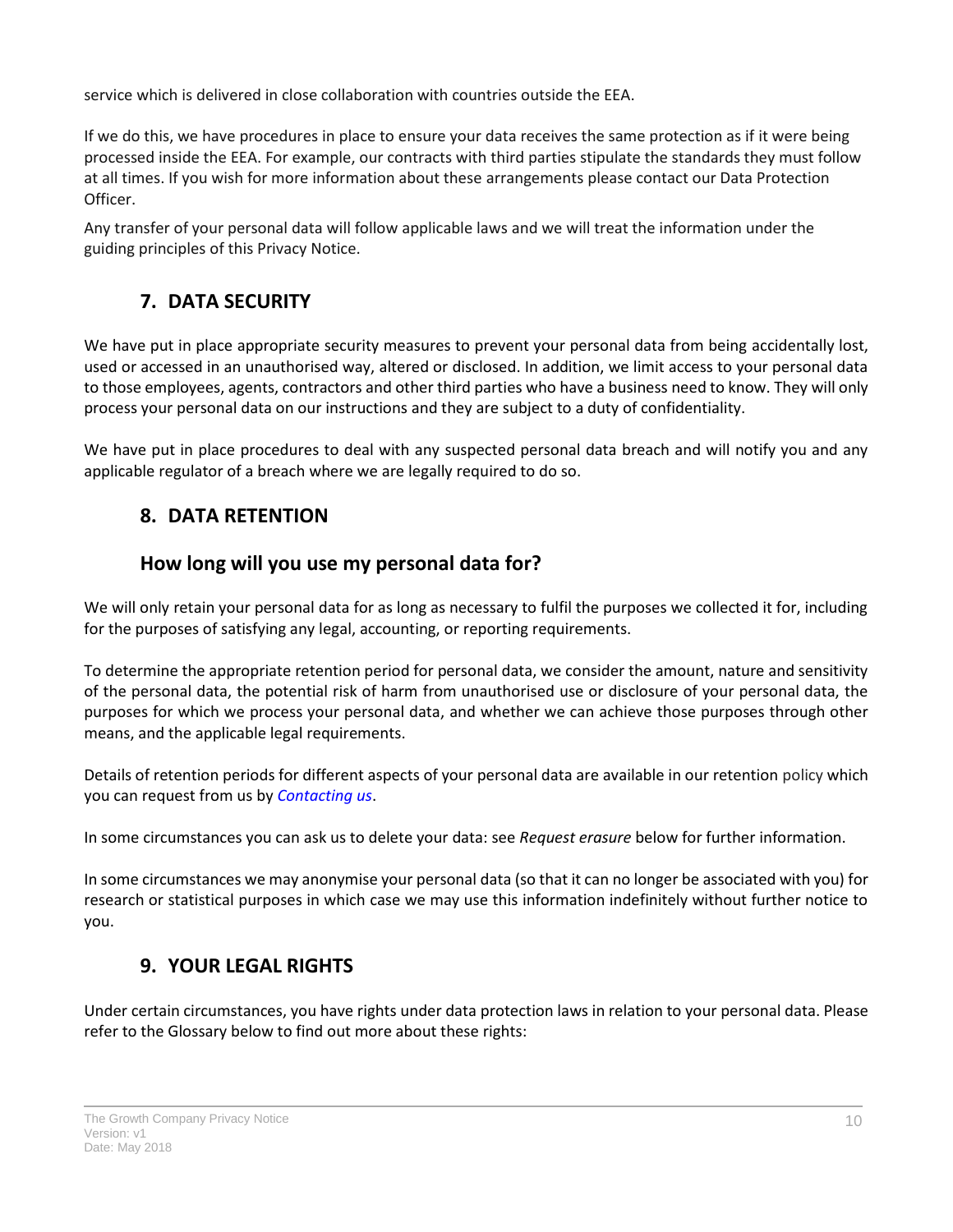service which is delivered in close collaboration with countries outside the EEA.

If we do this, we have procedures in place to ensure your data receives the same protection as if it were being processed inside the EEA. For example, our contracts with third parties stipulate the standards they must follow at all times. If you wish for more information about these arrangements please contact our Data Protection Officer.

Any transfer of your personal data will follow applicable laws and we will treat the information under the guiding principles of this Privacy Notice.

## 7. DATA SECURITY

We have put in place appropriate security measures to prevent your personal data from being accidentally lost, used or accessed in an unauthorised way, altered or disclosed. In addition, we limit access to your personal data to those employees, agents, contractors and other third parties who have a business need to know. They will only process your personal data on our instructions and they are subject to a duty of confidentiality.

We have put in place procedures to deal with any suspected personal data breach and will notify you and any applicable regulator of a breach where we are legally required to do so.

## 8. DATA RETENTION

### How long will you use my personal data for?

We will only retain your personal data for as long as necessary to fulfil the purposes we collected it for, including for the purposes of satisfying any legal, accounting, or reporting requirements.

To determine the appropriate retention period for personal data, we consider the amount, nature and sensitivity of the personal data, the potential risk of harm from unauthorised use or disclosure of your personal data, the purposes for which we process your personal data, and whether we can achieve those purposes through other means, and the applicable legal requirements.

Details of retention periods for different aspects of your personal data are available in our retention policy which you can request from us by *Contacting us*.

In some circumstances you can ask us to delete your data: see *Request erasure* below for further information.

In some circumstances we may anonymise your personal data (so that it can no longer be associated with you) for research or statistical purposes in which case we may use this information indefinitely without further notice to you.

## 9. YOUR LEGAL RIGHTS

Under certain circumstances, you have rights under data protection laws in relation to your personal data. Please refer to the Glossary below to find out more about these rights: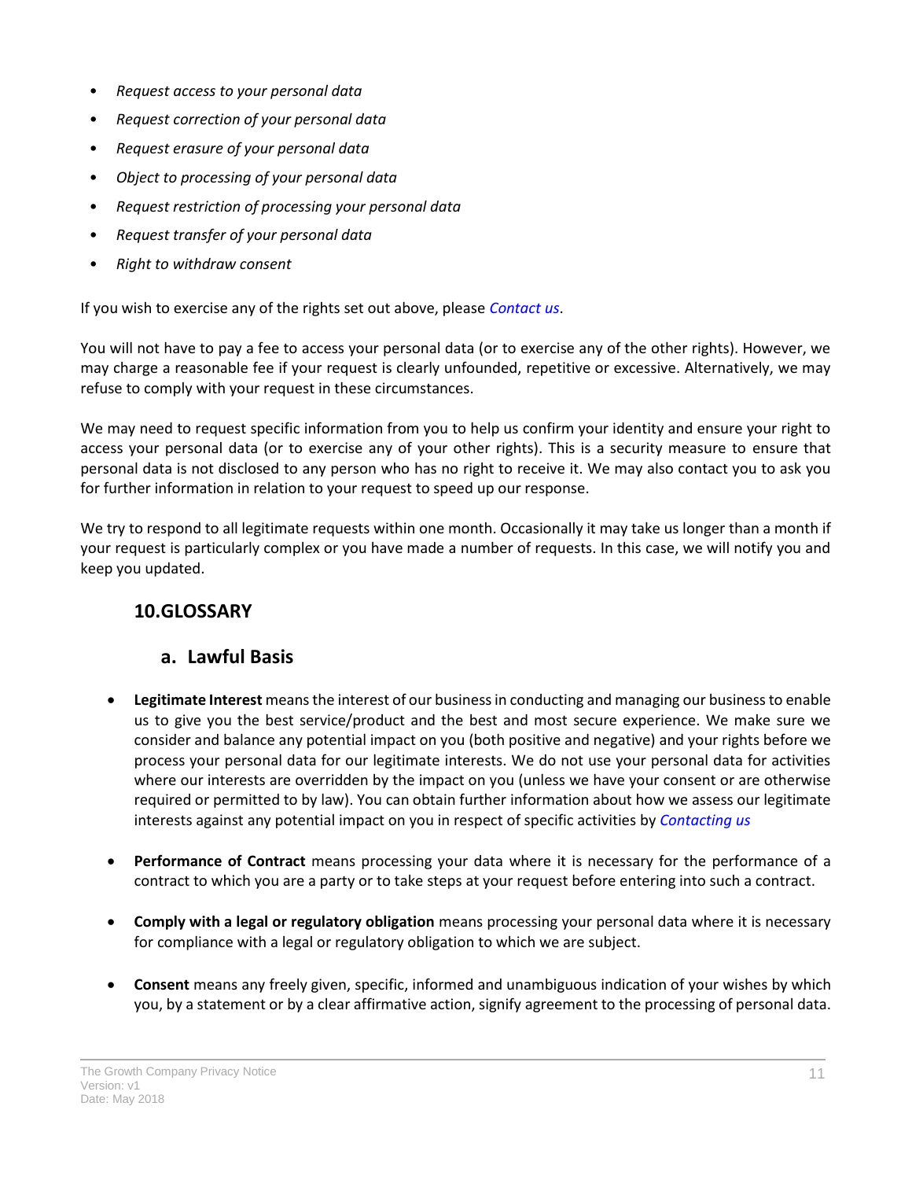- *Request access to your personal data*
- *Request correction of your personal data*
- *Request erasure of your personal data*
- *Object to processing of your personal data*
- *Request restriction of processing your personal data*
- *Request transfer of your personal data*
- *Right to withdraw consent*

If you wish to exercise any of the rights set out above, please *Contact us*.

You will not have to pay a fee to access your personal data (or to exercise any of the other rights). However, we may charge a reasonable fee if your request is clearly unfounded, repetitive or excessive. Alternatively, we may refuse to comply with your request in these circumstances.

We may need to request specific information from you to help us confirm your identity and ensure your right to access your personal data (or to exercise any of your other rights). This is a security measure to ensure that personal data is not disclosed to any person who has no right to receive it. We may also contact you to ask you for further information in relation to your request to speed up our response.

We try to respond to all legitimate requests within one month. Occasionally it may take us longer than a month if your request is particularly complex or you have made a number of requests. In this case, we will notify you and keep you updated.

## 10. GLOSSARY

### a. Lawful Basis

- **Legitimate Interest** means the interest of our business in conducting and managing our business to enable us to give you the best service/product and the best and most secure experience. We make sure we consider and balance any potential impact on you (both positive and negative) and your rights before we process your personal data for our legitimate interests. We do not use your personal data for activities where our interests are overridden by the impact on you (unless we have your consent or are otherwise required or permitted to by law). You can obtain further information about how we assess our legitimate interests against any potential impact on you in respect of specific activities by *Contacting us*

- **Performance of Contract** means processing your data where it is necessary for the performance of a contract to which you are a party or to take steps at your request before entering into such a contract.

- **Comply with a legal or regulatory obligation** means processing your personal data where it is necessary for compliance with a legal or regulatory obligation to which we are subject.

- **Consent** means any freely given, specific, informed and unambiguous indication of your wishes by which you, by a statement or by a clear affirmative action, signify agreement to the processing of personal data.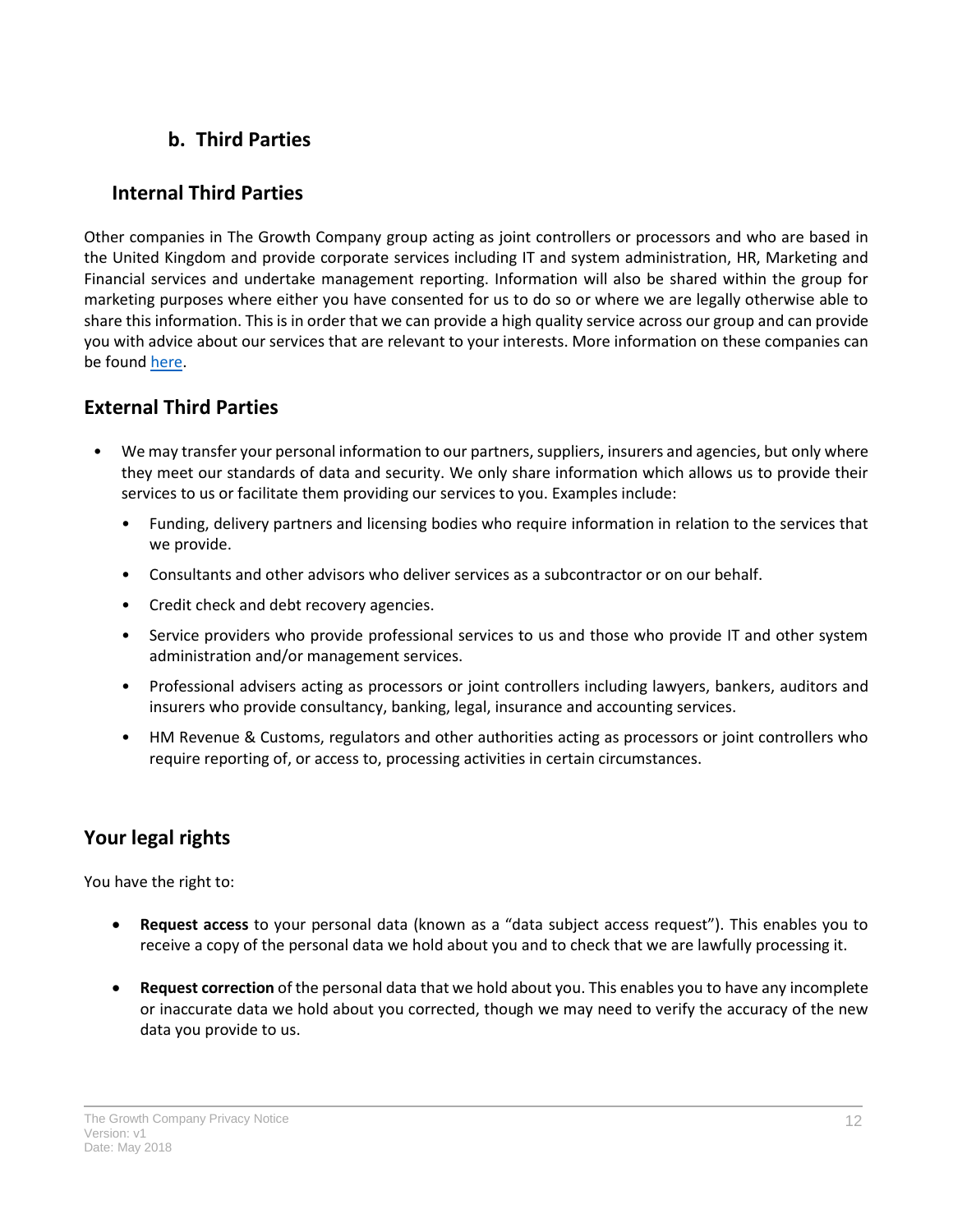### b. Third Parties

### Internal Third Parties

Other companies in The Growth Company group acting as joint controllers or processors and who are based in the United Kingdom and provide corporate services including IT and system administration, HR, Marketing and Financial services and undertake management reporting. Information will also be shared within the group for marketing purposes where either you have consented for us to do so or where we are legally otherwise able to share this information. This is in order that we can provide a high quality service across our group and can provide you with advice about our services that are relevant to your interests. More information on these companies can be found here.

### External Third Parties

- We may transfer your personal information to our partners, suppliers, insurers and agencies, but only where they meet our standards of data and security. We only share information which allows us to provide their services to us or facilitate them providing our services to you. Examples include:
  - Funding, delivery partners and licensing bodies who require information in relation to the services that we provide.
  - Consultants and other advisors who deliver services as a subcontractor or on our behalf.
  - Credit check and debt recovery agencies.
  - Service providers who provide professional services to us and those who provide IT and other system administration and/or management services.
  - Professional advisers acting as processors or joint controllers including lawyers, bankers, auditors and insurers who provide consultancy, banking, legal, insurance and accounting services.
  - HM Revenue & Customs, regulators and other authorities acting as processors or joint controllers who require reporting of, or access to, processing activities in certain circumstances.

### Your legal rights

You have the right to:

- **Request access** to your personal data (known as a "data subject access request"). This enables you to receive a copy of the personal data we hold about you and to check that we are lawfully processing it.
- **Request correction** of the personal data that we hold about you. This enables you to have any incomplete or inaccurate data we hold about you corrected, though we may need to verify the accuracy of the new data you provide to us.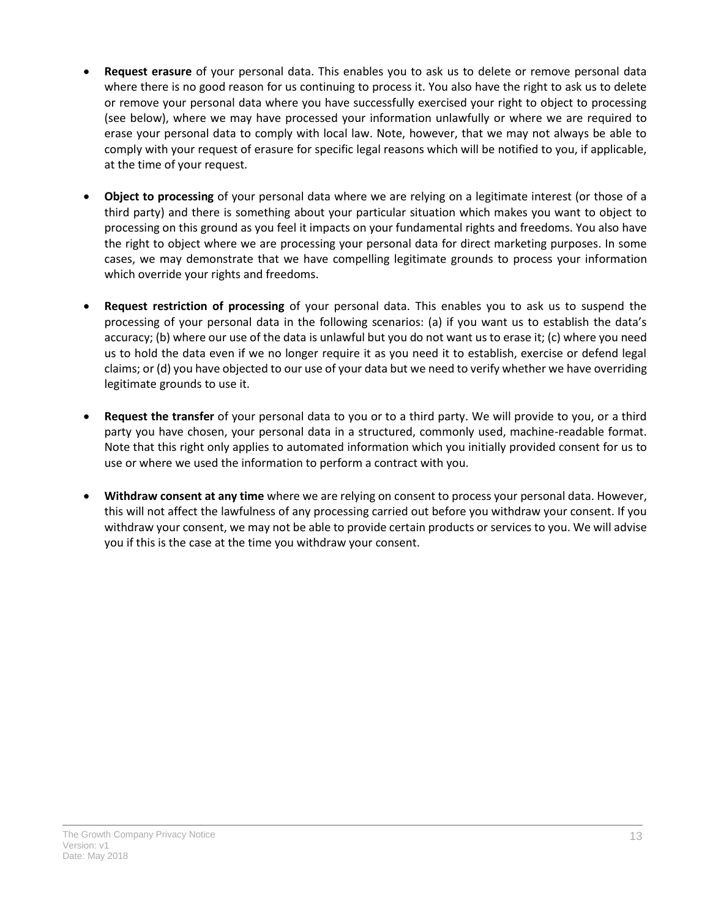- **Request erasure** of your personal data. This enables you to ask us to delete or remove personal data where there is no good reason for us continuing to process it. You also have the right to ask us to delete or remove your personal data where you have successfully exercised your right to object to processing (see below), where we may have processed your information unlawfully or where we are required to erase your personal data to comply with local law. Note, however, that we may not always be able to comply with your request of erasure for specific legal reasons which will be notified to you, if applicable, at the time of your request.

- **Object to processing** of your personal data where we are relying on a legitimate interest (or those of a third party) and there is something about your particular situation which makes you want to object to processing on this ground as you feel it impacts on your fundamental rights and freedoms. You also have the right to object where we are processing your personal data for direct marketing purposes. In some cases, we may demonstrate that we have compelling legitimate grounds to process your information which override your rights and freedoms.

- **Request restriction of processing** of your personal data. This enables you to ask us to suspend the processing of your personal data in the following scenarios: (a) if you want us to establish the data's accuracy; (b) where our use of the data is unlawful but you do not want us to erase it; (c) where you need us to hold the data even if we no longer require it as you need it to establish, exercise or defend legal claims; or (d) you have objected to our use of your data but we need to verify whether we have overriding legitimate grounds to use it.

- **Request the transfer** of your personal data to you or to a third party. We will provide to you, or a third party you have chosen, your personal data in a structured, commonly used, machine-readable format. Note that this right only applies to automated information which you initially provided consent for us to use or where we used the information to perform a contract with you.

- **Withdraw consent at any time** where we are relying on consent to process your personal data. However, this will not affect the lawfulness of any processing carried out before you withdraw your consent. If you withdraw your consent, we may not be able to provide certain products or services to you. We will advise you if this is the case at the time you withdraw your consent.